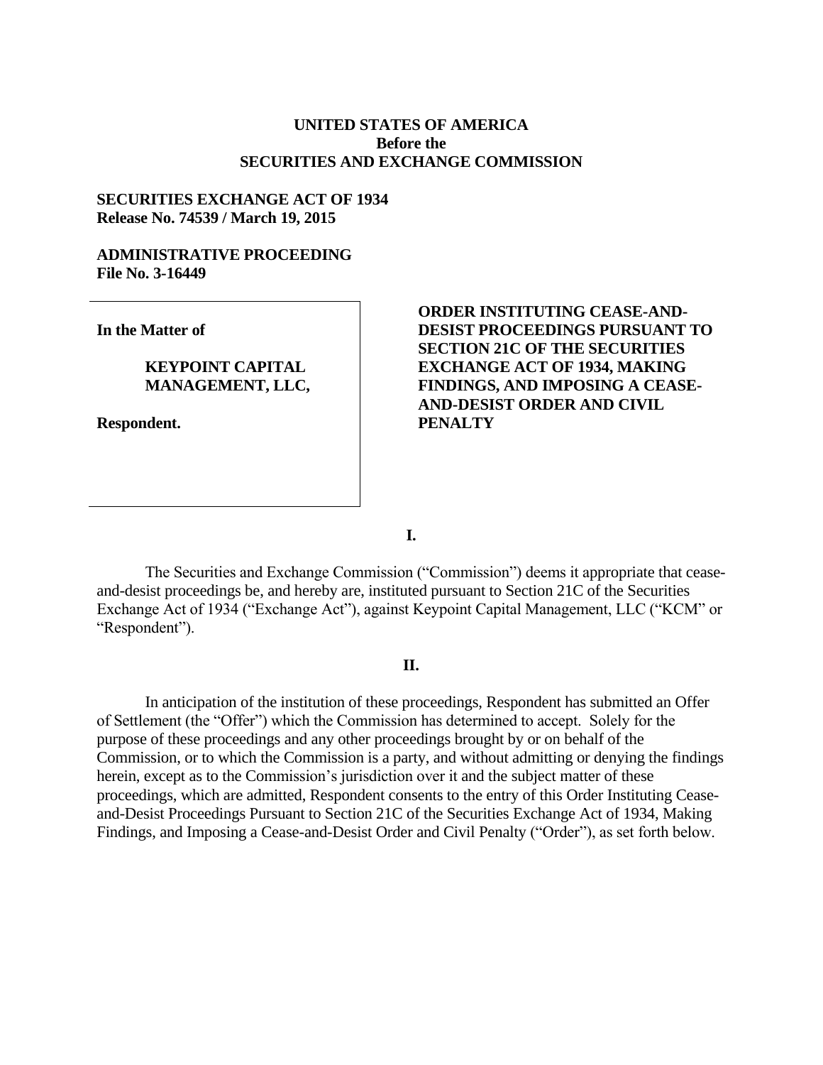**UNITED STATES OF AMERICA**
**Before the**
**SECURITIES AND EXCHANGE COMMISSION**

**SECURITIES EXCHANGE ACT OF 1934**
**Release No. 74539 / March 19, 2015**

**ADMINISTRATIVE PROCEEDING**
**File No. 3-16449**

| | |
|---|---|
| **In the Matter of**<br><br>**KEYPOINT CAPITAL MANAGEMENT, LLC,**<br><br>**Respondent.** | **ORDER INSTITUTING CEASE-AND-DESIST PROCEEDINGS PURSUANT TO SECTION 21C OF THE SECURITIES EXCHANGE ACT OF 1934, MAKING FINDINGS, AND IMPOSING A CEASE-AND-DESIST ORDER AND CIVIL PENALTY** |

## I.

The Securities and Exchange Commission ("Commission") deems it appropriate that cease-and-desist proceedings be, and hereby are, instituted pursuant to Section 21C of the Securities Exchange Act of 1934 ("Exchange Act"), against Keypoint Capital Management, LLC ("KCM" or "Respondent").

## II.

In anticipation of the institution of these proceedings, Respondent has submitted an Offer of Settlement (the "Offer") which the Commission has determined to accept. Solely for the purpose of these proceedings and any other proceedings brought by or on behalf of the Commission, or to which the Commission is a party, and without admitting or denying the findings herein, except as to the Commission's jurisdiction over it and the subject matter of these proceedings, which are admitted, Respondent consents to the entry of this Order Instituting Cease-and-Desist Proceedings Pursuant to Section 21C of the Securities Exchange Act of 1934, Making Findings, and Imposing a Cease-and-Desist Order and Civil Penalty ("Order"), as set forth below.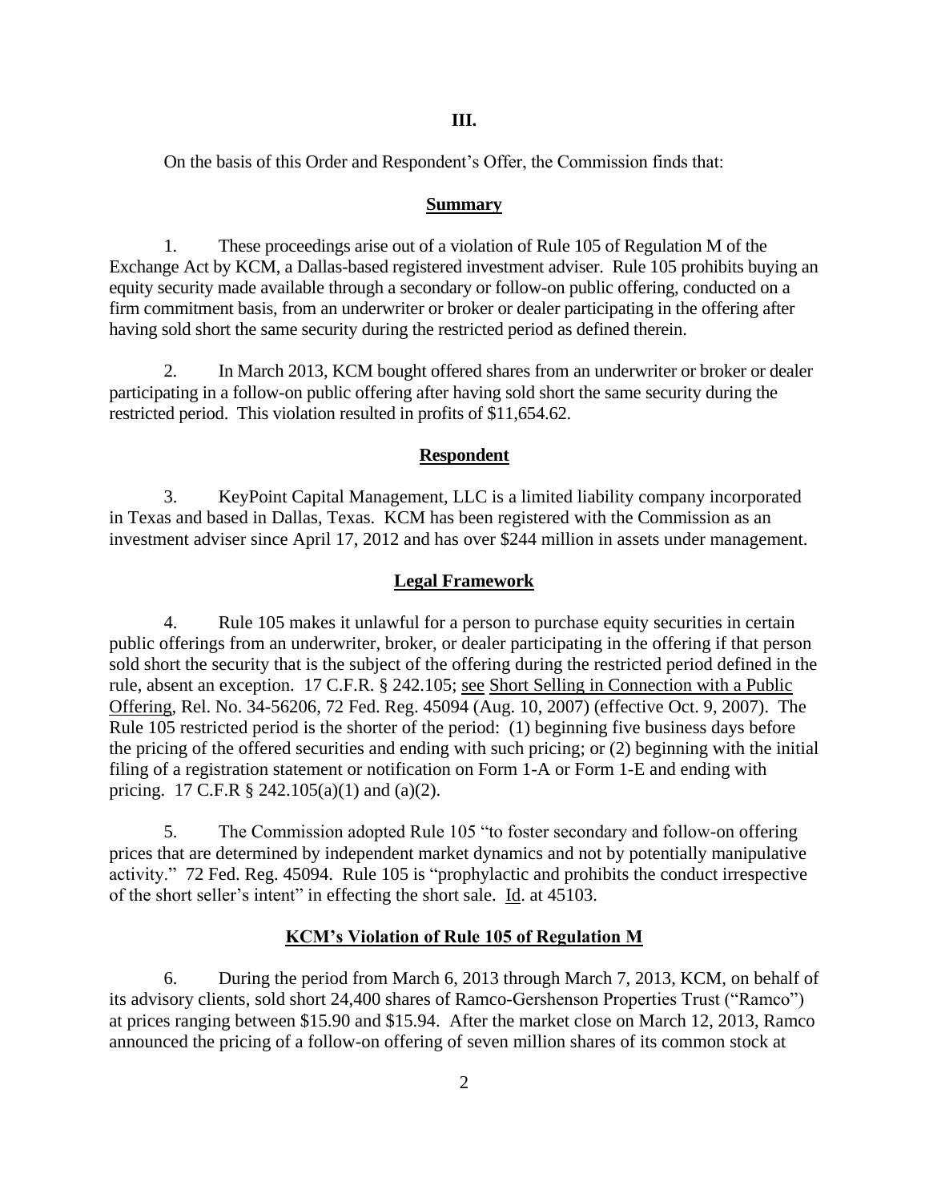## III.

On the basis of this Order and Respondent's Offer, the Commission finds that:

### Summary

1. These proceedings arise out of a violation of Rule 105 of Regulation M of the Exchange Act by KCM, a Dallas-based registered investment adviser. Rule 105 prohibits buying an equity security made available through a secondary or follow-on public offering, conducted on a firm commitment basis, from an underwriter or broker or dealer participating in the offering after having sold short the same security during the restricted period as defined therein.

2. In March 2013, KCM bought offered shares from an underwriter or broker or dealer participating in a follow-on public offering after having sold short the same security during the restricted period. This violation resulted in profits of $11,654.62.

### Respondent

3. KeyPoint Capital Management, LLC is a limited liability company incorporated in Texas and based in Dallas, Texas. KCM has been registered with the Commission as an investment adviser since April 17, 2012 and has over $244 million in assets under management.

### Legal Framework

4. Rule 105 makes it unlawful for a person to purchase equity securities in certain public offerings from an underwriter, broker, or dealer participating in the offering if that person sold short the security that is the subject of the offering during the restricted period defined in the rule, absent an exception. 17 C.F.R. § 242.105; see Short Selling in Connection with a Public Offering, Rel. No. 34-56206, 72 Fed. Reg. 45094 (Aug. 10, 2007) (effective Oct. 9, 2007). The Rule 105 restricted period is the shorter of the period: (1) beginning five business days before the pricing of the offered securities and ending with such pricing; or (2) beginning with the initial filing of a registration statement or notification on Form 1-A or Form 1-E and ending with pricing. 17 C.F.R § 242.105(a)(1) and (a)(2).

5. The Commission adopted Rule 105 "to foster secondary and follow-on offering prices that are determined by independent market dynamics and not by potentially manipulative activity." 72 Fed. Reg. 45094. Rule 105 is "prophylactic and prohibits the conduct irrespective of the short seller's intent" in effecting the short sale. Id. at 45103.

### KCM's Violation of Rule 105 of Regulation M

6. During the period from March 6, 2013 through March 7, 2013, KCM, on behalf of its advisory clients, sold short 24,400 shares of Ramco-Gershenson Properties Trust ("Ramco") at prices ranging between $15.90 and $15.94. After the market close on March 12, 2013, Ramco announced the pricing of a follow-on offering of seven million shares of its common stock at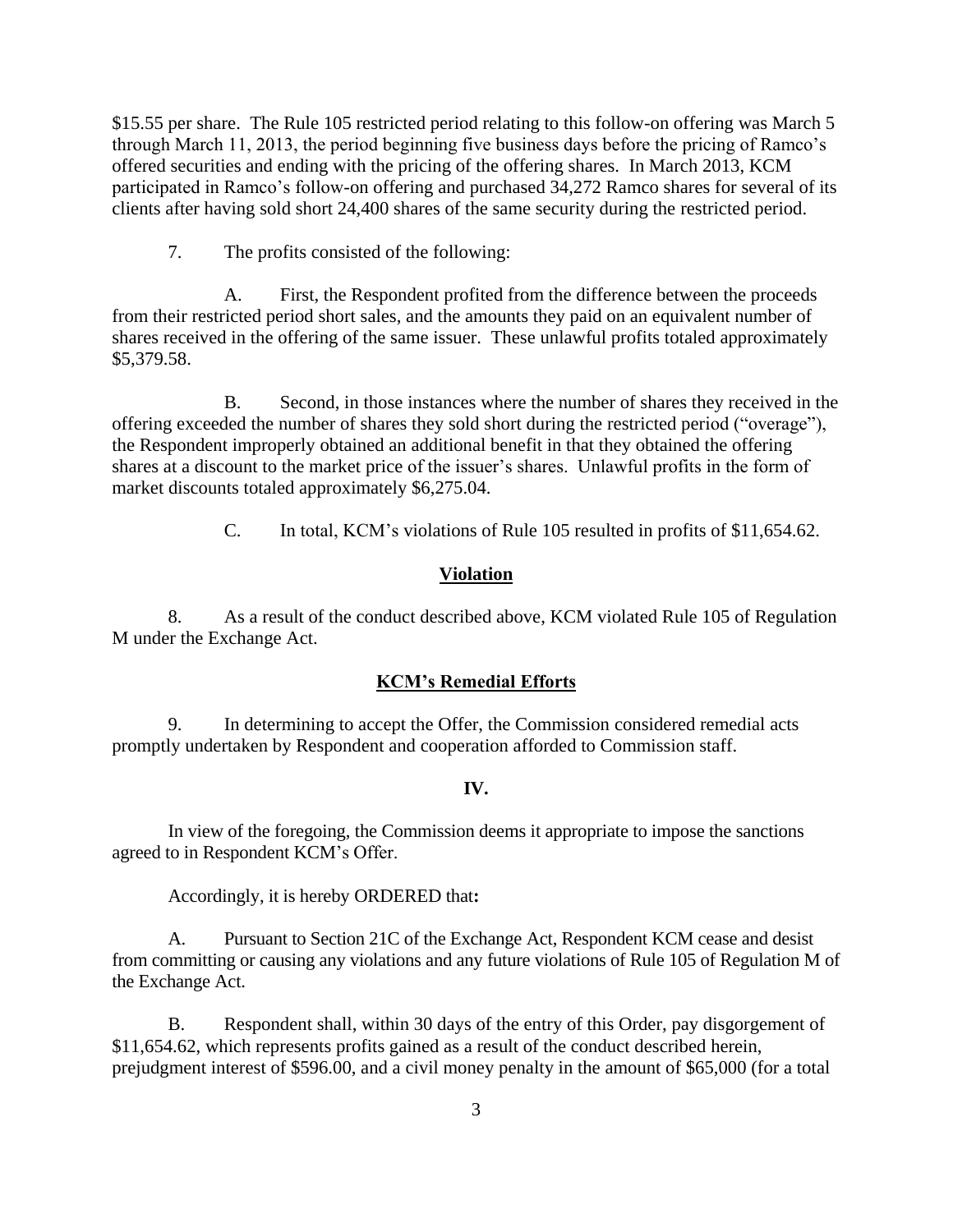$15.55 per share. The Rule 105 restricted period relating to this follow-on offering was March 5 through March 11, 2013, the period beginning five business days before the pricing of Ramco's offered securities and ending with the pricing of the offering shares. In March 2013, KCM participated in Ramco's follow-on offering and purchased 34,272 Ramco shares for several of its clients after having sold short 24,400 shares of the same security during the restricted period.

7. The profits consisted of the following:

A. First, the Respondent profited from the difference between the proceeds from their restricted period short sales, and the amounts they paid on an equivalent number of shares received in the offering of the same issuer. These unlawful profits totaled approximately $5,379.58.

B. Second, in those instances where the number of shares they received in the offering exceeded the number of shares they sold short during the restricted period ("overage"), the Respondent improperly obtained an additional benefit in that they obtained the offering shares at a discount to the market price of the issuer's shares. Unlawful profits in the form of market discounts totaled approximately $6,275.04.

C. In total, KCM's violations of Rule 105 resulted in profits of $11,654.62.

## Violation

8. As a result of the conduct described above, KCM violated Rule 105 of Regulation M under the Exchange Act.

## KCM's Remedial Efforts

9. In determining to accept the Offer, the Commission considered remedial acts promptly undertaken by Respondent and cooperation afforded to Commission staff.

## IV.

In view of the foregoing, the Commission deems it appropriate to impose the sanctions agreed to in Respondent KCM's Offer.

Accordingly, it is hereby ORDERED that**:**

A. Pursuant to Section 21C of the Exchange Act, Respondent KCM cease and desist from committing or causing any violations and any future violations of Rule 105 of Regulation M of the Exchange Act.

B. Respondent shall, within 30 days of the entry of this Order, pay disgorgement of $11,654.62, which represents profits gained as a result of the conduct described herein, prejudgment interest of $596.00, and a civil money penalty in the amount of $65,000 (for a total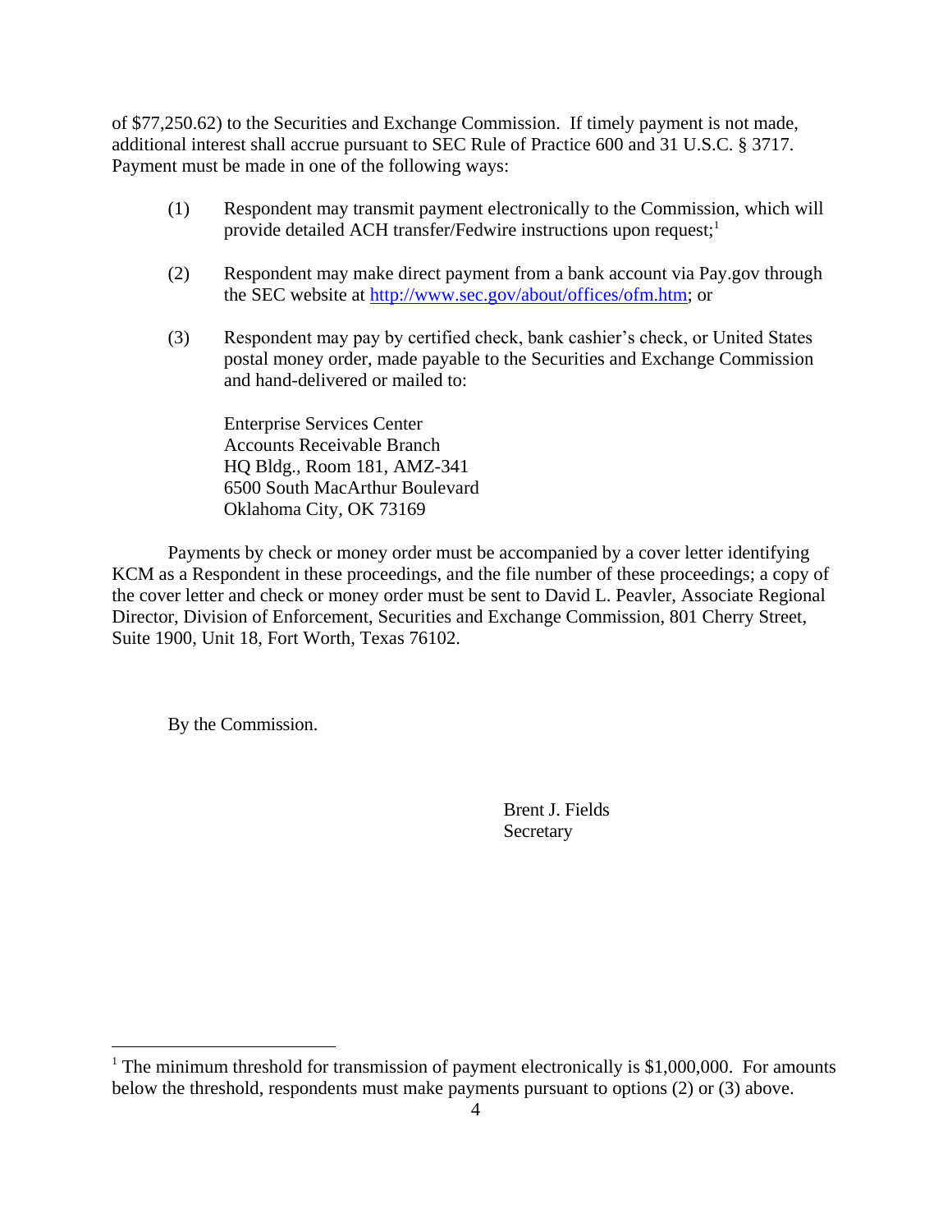of $77,250.62) to the Securities and Exchange Commission. If timely payment is not made, additional interest shall accrue pursuant to SEC Rule of Practice 600 and 31 U.S.C. § 3717. Payment must be made in one of the following ways:

(1) Respondent may transmit payment electronically to the Commission, which will provide detailed ACH transfer/Fedwire instructions upon request;[1]

(2) Respondent may make direct payment from a bank account via Pay.gov through the SEC website at http://www.sec.gov/about/offices/ofm.htm; or

(3) Respondent may pay by certified check, bank cashier's check, or United States postal money order, made payable to the Securities and Exchange Commission and hand-delivered or mailed to:

Enterprise Services Center
Accounts Receivable Branch
HQ Bldg., Room 181, AMZ-341
6500 South MacArthur Boulevard
Oklahoma City, OK 73169

Payments by check or money order must be accompanied by a cover letter identifying KCM as a Respondent in these proceedings, and the file number of these proceedings; a copy of the cover letter and check or money order must be sent to David L. Peavler, Associate Regional Director, Division of Enforcement, Securities and Exchange Commission, 801 Cherry Street, Suite 1900, Unit 18, Fort Worth, Texas 76102.

By the Commission.

Brent J. Fields
Secretary

[1] The minimum threshold for transmission of payment electronically is $1,000,000. For amounts below the threshold, respondents must make payments pursuant to options (2) or (3) above.